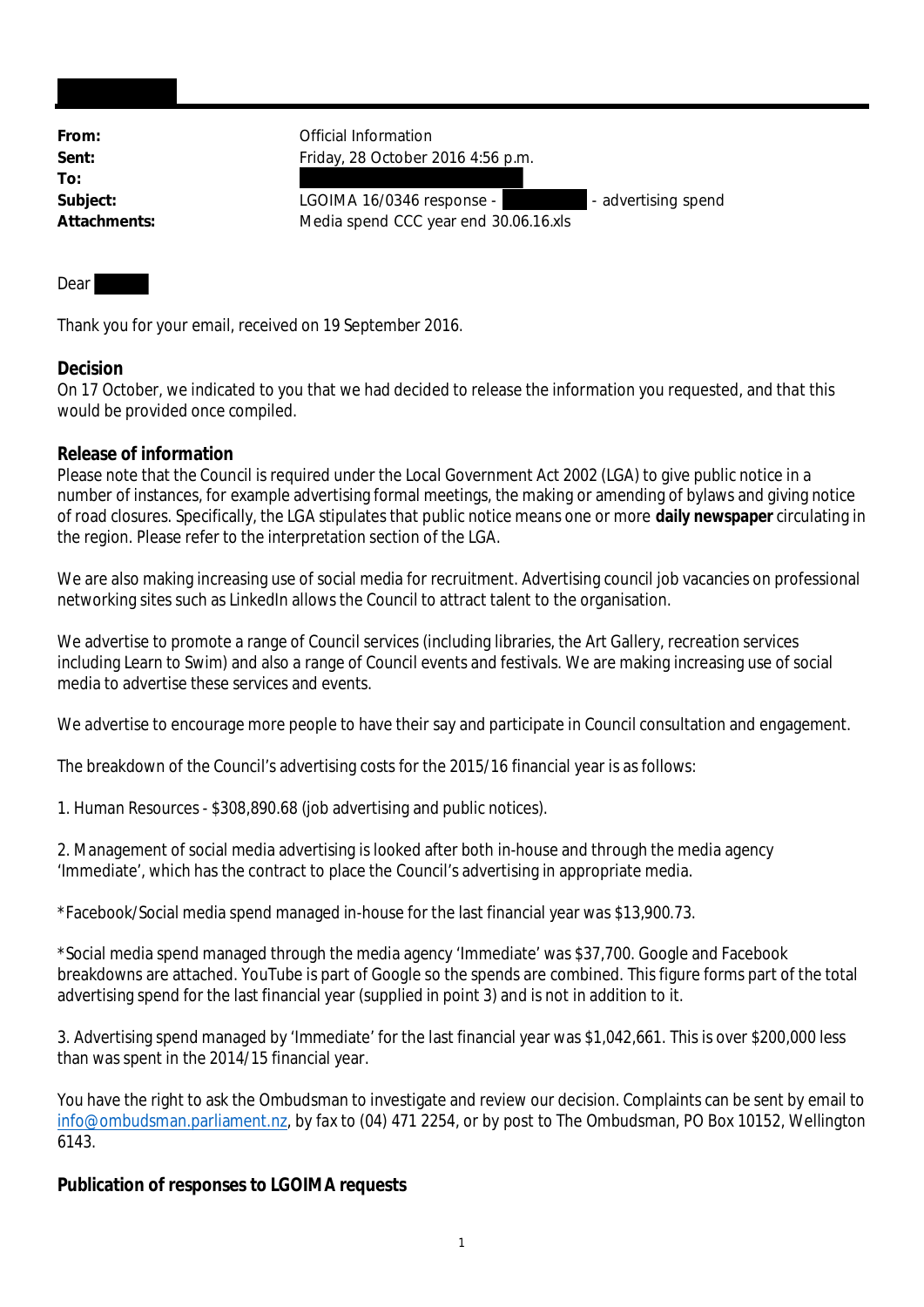| | |
|---|---|
| **From:** | Official Information |
| **Sent:** | Friday, 28 October 2016 4:56 p.m. |
| **To:** | |
| **Subject:** | LGOIMA 16/0346 response - - advertising spend |
| **Attachments:** | Media spend CCC year end 30.06.16.xls |

Dear

Thank you for your email, received on 19 September 2016.

**Decision**
On 17 October, we indicated to you that we had decided to release the information you requested, and that this would be provided once compiled.

**Release of information**
Please note that the Council is required under the Local Government Act 2002 (LGA) to give public notice in a number of instances, for example advertising formal meetings, the making or amending of bylaws and giving notice of road closures. Specifically, the LGA stipulates that public notice means one or more **daily newspaper** circulating in the region. Please refer to the interpretation section of the LGA.

We are also making increasing use of social media for recruitment. Advertising council job vacancies on professional networking sites such as LinkedIn allows the Council to attract talent to the organisation.

We advertise to promote a range of Council services (including libraries, the Art Gallery, recreation services including Learn to Swim) and also a range of Council events and festivals. We are making increasing use of social media to advertise these services and events.

We advertise to encourage more people to have their say and participate in Council consultation and engagement.

The breakdown of the Council's advertising costs for the 2015/16 financial year is as follows:

1. Human Resources - $308,890.68 (job advertising and public notices).

2. Management of social media advertising is looked after both in-house and through the media agency 'Immediate', which has the contract to place the Council's advertising in appropriate media.

*Facebook/Social media spend managed in-house for the last financial year was $13,900.73.

*Social media spend managed through the media agency 'Immediate' was $37,700. Google and Facebook breakdowns are attached. YouTube is part of Google so the spends are combined. This figure forms part of the total advertising spend for the last financial year (supplied in point 3) and is not in addition to it.

3. Advertising spend managed by 'Immediate' for the last financial year was $1,042,661. This is over $200,000 less than was spent in the 2014/15 financial year.

You have the right to ask the Ombudsman to investigate and review our decision. Complaints can be sent by email to info@ombudsman.parliament.nz, by fax to (04) 471 2254, or by post to The Ombudsman, PO Box 10152, Wellington 6143.

**Publication of responses to LGOIMA requests**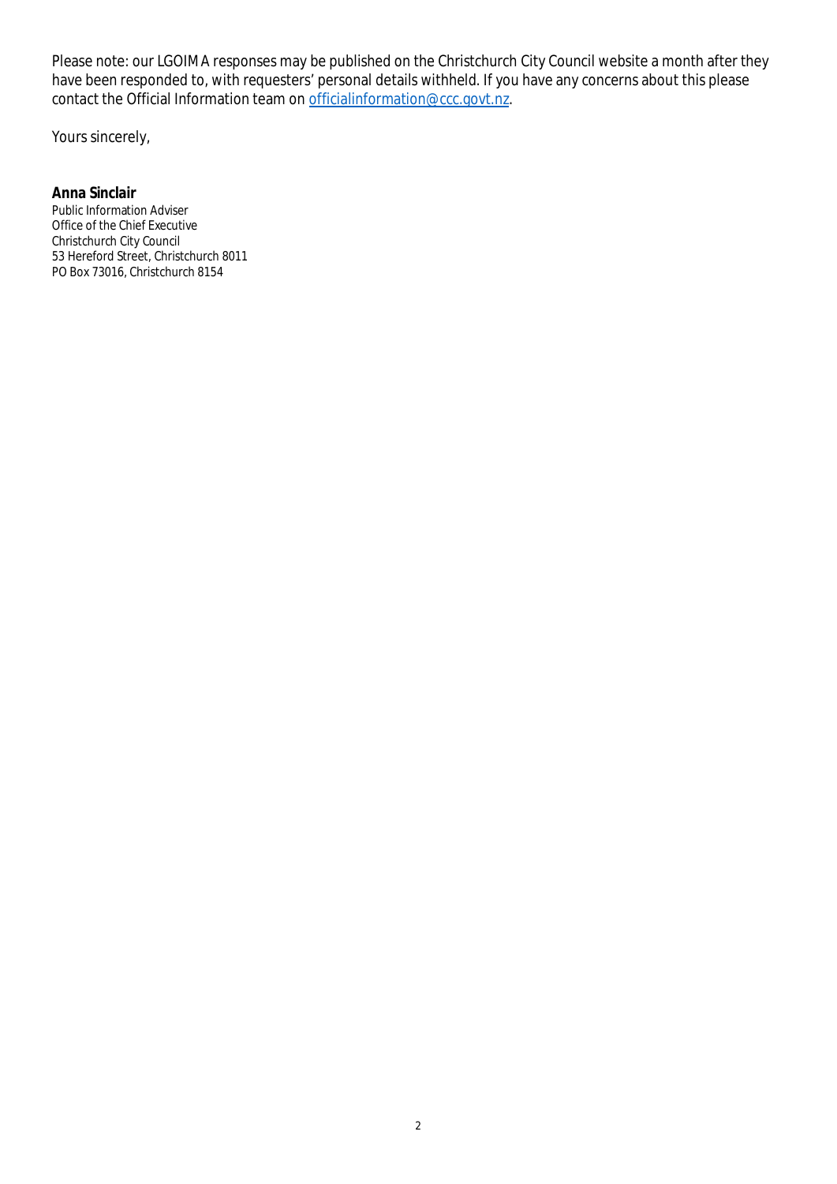Please note: our LGOIMA responses may be published on the Christchurch City Council website a month after they have been responded to, with requesters' personal details withheld. If you have any concerns about this please contact the Official Information team on [officialinformation@ccc.govt.nz](mailto:officialinformation@ccc.govt.nz).

Yours sincerely,

**Anna Sinclair**
Public Information Adviser
Office of the Chief Executive
Christchurch City Council
53 Hereford Street, Christchurch 8011
PO Box 73016, Christchurch 8154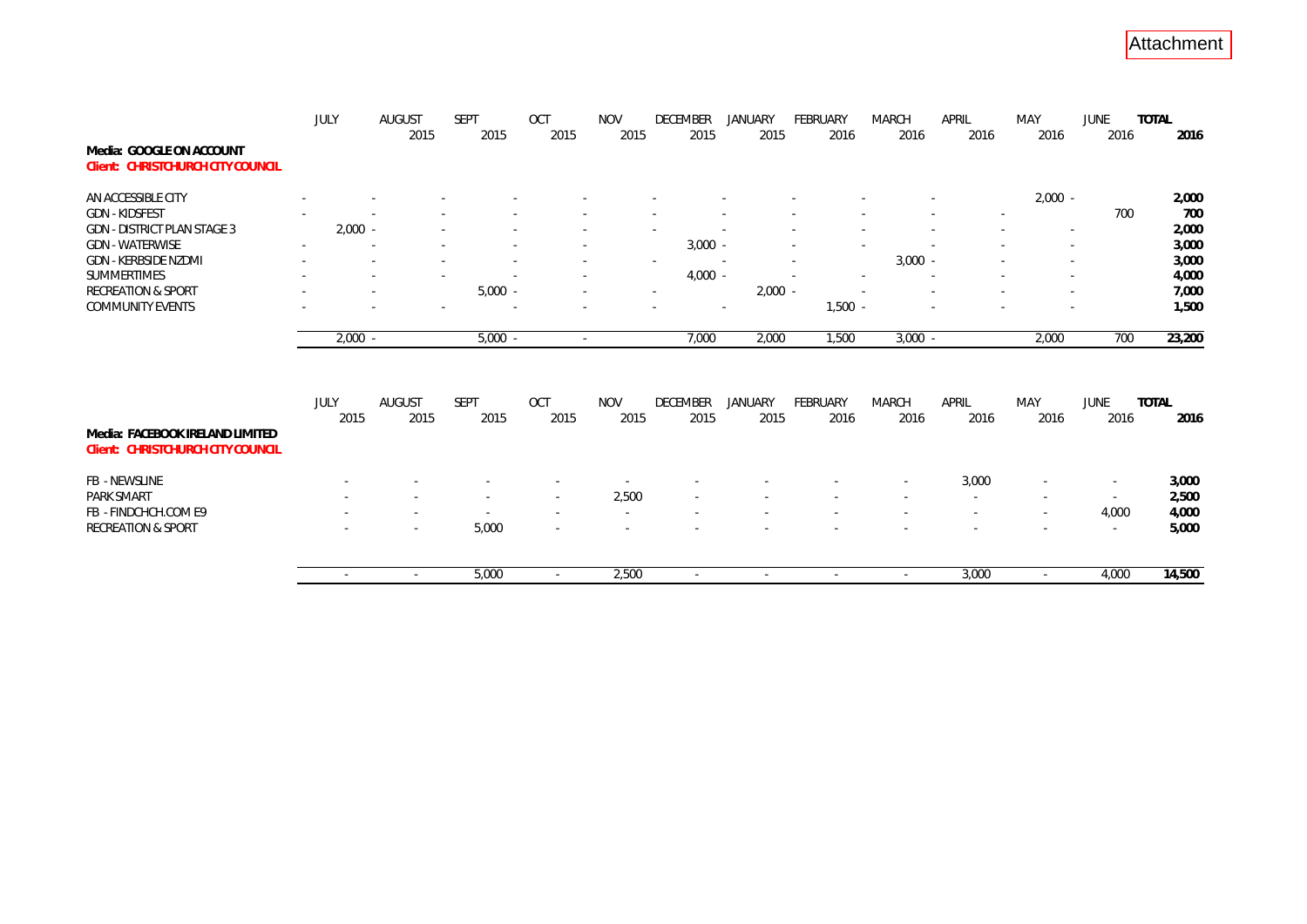**Media: GOOGLE ON ACCOUNT**
**Client: CHRISTCHURCH CITY COUNCIL**

| | JULY | AUGUST 2015 | SEPT 2015 | OCT 2015 | NOV 2015 | DECEMBER 2015 | JANUARY 2015 | FEBRUARY 2016 | MARCH 2016 | APRIL 2016 | MAY 2016 | JUNE 2016 | TOTAL 2016 |
|---|---|---|---|---|---|---|---|---|---|---|---|---|---|
| AN ACCESSIBLE CITY | - | - | - | - | - | - | - | - | - | - | 2,000 | - | **2,000** |
| GDN - KIDSFEST | - | - | - | - | - | - | - | - | - | - | - | 700 | **700** |
| GDN - DISTRICT PLAN STAGE 3 | 2,000 | - | - | - | - | - | - | - | - | - | - | - | **2,000** |
| GDN - WATERWISE | - | - | - | - | - | 3,000 | - | - | - | - | - | - | **3,000** |
| GDN - KERBSIDE NZDMI | - | - | - | - | - | - | - | - | 3,000 | - | - | - | **3,000** |
| SUMMERTIMES | - | - | - | - | - | 4,000 | - | - | - | - | - | - | **4,000** |
| RECREATION & SPORT | - | - | 5,000 | - | - | - | 2,000 | - | - | - | - | - | **7,000** |
| COMMUNITY EVENTS | - | - | - | - | - | - | - | 1,500 | - | - | - | - | **1,500** |
| | 2,000 | - | 5,000 | - | - | 7,000 | 2,000 | 1,500 | 3,000 | - | 2,000 | 700 | **23,200** |

**Media: FACEBOOK IRELAND LIMITED**
**Client: CHRISTCHURCH CITY COUNCIL**

| | JULY 2015 | AUGUST 2015 | SEPT 2015 | OCT 2015 | NOV 2015 | DECEMBER 2015 | JANUARY 2015 | FEBRUARY 2016 | MARCH 2016 | APRIL 2016 | MAY 2016 | JUNE 2016 | TOTAL 2016 |
|---|---|---|---|---|---|---|---|---|---|---|---|---|---|
| FB - NEWSLINE | - | - | - | - | - | - | - | - | - | 3,000 | - | - | **3,000** |
| PARK SMART | - | - | - | - | 2,500 | - | - | - | - | - | - | - | **2,500** |
| FB - FINDCHCH.COM E9 | - | - | - | - | - | - | - | - | - | - | - | 4,000 | **4,000** |
| RECREATION & SPORT | - | - | 5,000 | - | - | - | - | - | - | - | - | - | **5,000** |
| | - | - | 5,000 | - | 2,500 | - | - | - | - | 3,000 | - | 4,000 | **14,500** |